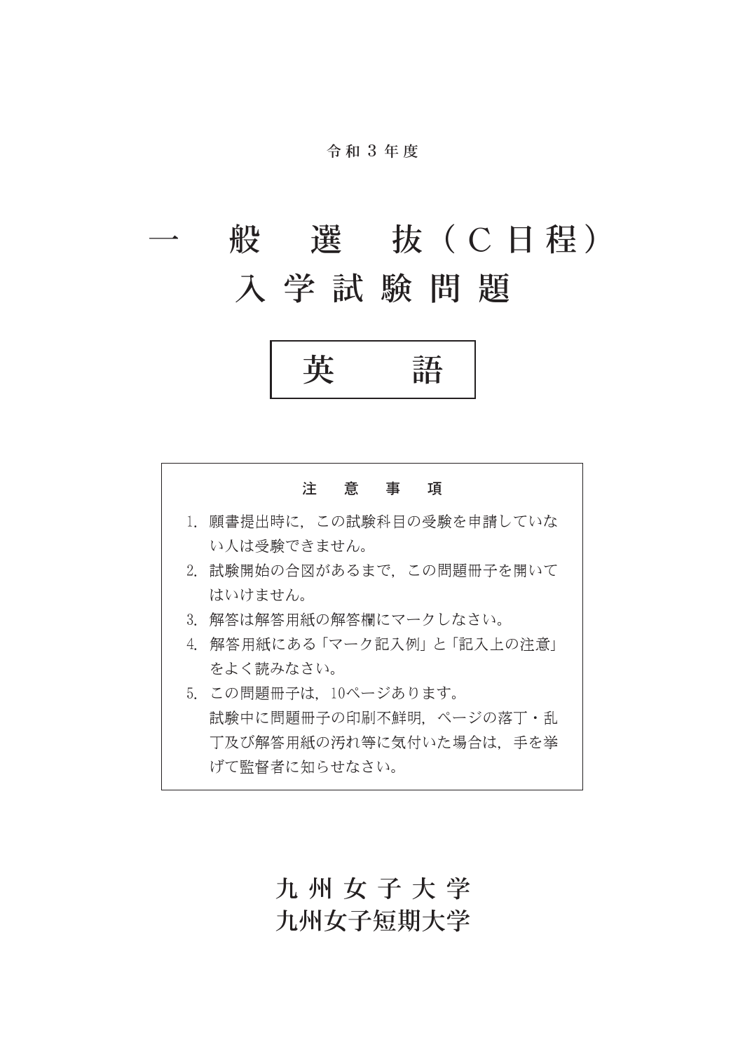令和３年度

# 一般選抜（Ｃ日程）
# 入学試験問題

## 英語

### 注意事項

1. 願書提出時に，この試験科目の受験を申請していない人は受験できません。
2. 試験開始の合図があるまで，この問題冊子を開いてはいけません。
3. 解答は解答用紙の解答欄にマークしなさい。
4. 解答用紙にある「マーク記入例」と「記入上の注意」をよく読みなさい。
5. この問題冊子は，10ページあります。
   試験中に問題冊子の印刷不鮮明，ページの落丁・乱丁及び解答用紙の汚れ等に気付いた場合は，手を挙げて監督者に知らせなさい。

**九州女子大学**
**九州女子短期大学**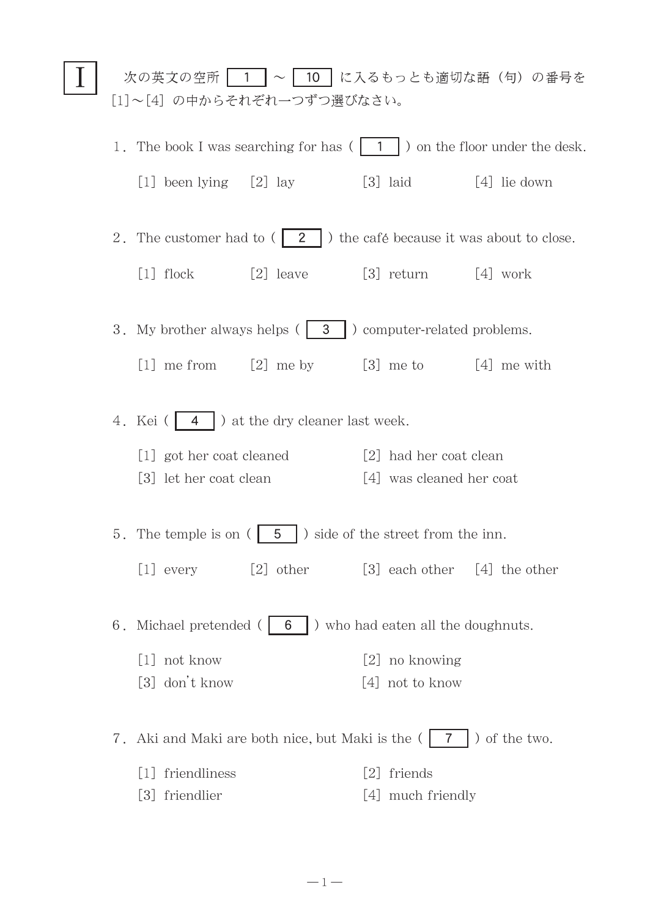# I

次の英文の空所 [ 1 ] ～ [ 10 ] に入るもっとも適切な語（句）の番号を[1]～[4] の中からそれぞれ一つずつ選びなさい。

1．The book I was searching for has ( [ 1 ] ) on the floor under the desk.

[1] been lying　[2] lay　[3] laid　[4] lie down

2．The customer had to ( [ 2 ] ) the café because it was about to close.

[1] flock　[2] leave　[3] return　[4] work

3．My brother always helps ( [ 3 ] ) computer-related problems.

[1] me from　[2] me by　[3] me to　[4] me with

4．Kei ( [ 4 ] ) at the dry cleaner last week.

[1] got her coat cleaned　[2] had her coat clean
[3] let her coat clean　[4] was cleaned her coat

5．The temple is on ( [ 5 ] ) side of the street from the inn.

[1] every　[2] other　[3] each other　[4] the other

6．Michael pretended ( [ 6 ] ) who had eaten all the doughnuts.

[1] not know　[2] no knowing
[3] don't know　[4] not to know

7．Aki and Maki are both nice, but Maki is the ( [ 7 ] ) of the two.

[1] friendliness　[2] friends
[3] friendlier　[4] much friendly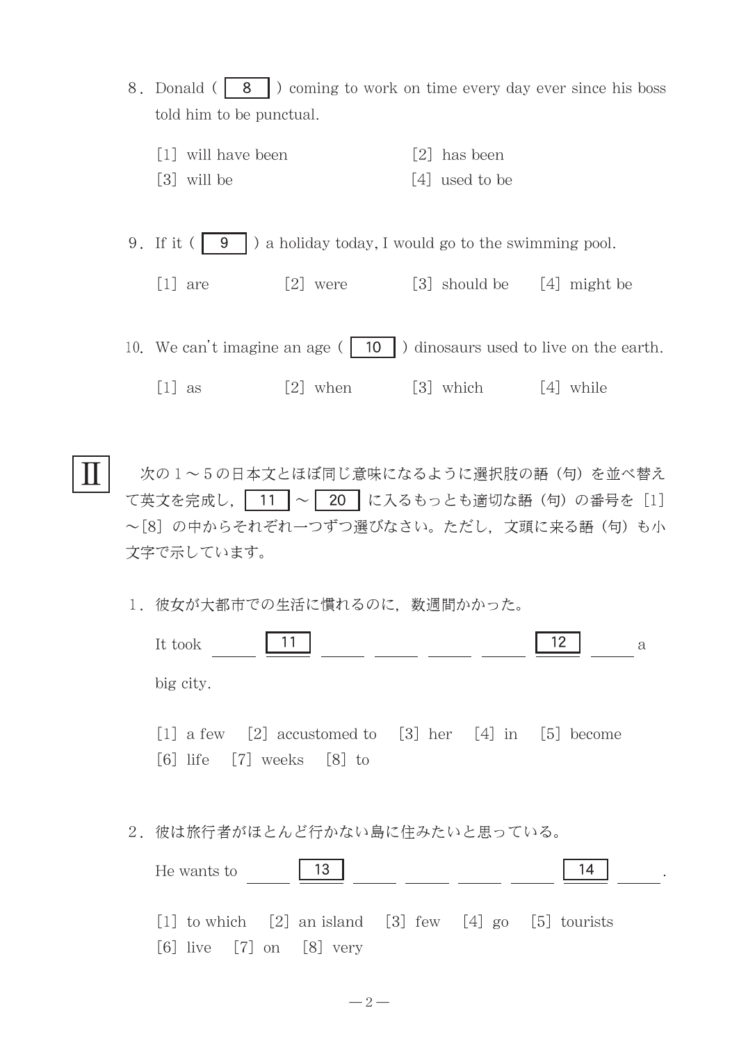8. Donald ( 8 ) coming to work on time every day ever since his boss told him to be punctual.

[1] will have been　　[2] has been

[3] will be　　[4] used to be

9. If it ( 9 ) a holiday today, I would go to the swimming pool.

[1] are　　[2] were　　[3] should be　　[4] might be

10. We can't imagine an age ( 10 ) dinosaurs used to live on the earth.

[1] as　　[2] when　　[3] which　　[4] while

## Ⅱ

次の１～５の日本文とほぼ同じ意味になるように選択肢の語（句）を並べ替えて英文を完成し，11 ～ 20 に入るもっとも適切な語（句）の番号を［1］～［8］の中からそれぞれ一つずつ選びなさい。ただし，文頭に来る語（句）も小文字で示しています。

1．彼女が大都市での生活に慣れるのに，数週間かかった。

It took ＿＿ 11 ＿＿ ＿＿ ＿＿ ＿＿ 12 ＿＿ a big city.

[1] a few　　[2] accustomed to　　[3] her　　[4] in　　[5] become

[6] life　　[7] weeks　　[8] to

2．彼は旅行者がほとんど行かない島に住みたいと思っている。

He wants to ＿＿ 13 ＿＿ ＿＿ ＿＿ ＿＿ 14 ＿＿.

[1] to which　　[2] an island　　[3] few　　[4] go　　[5] tourists

[6] live　　[7] on　　[8] very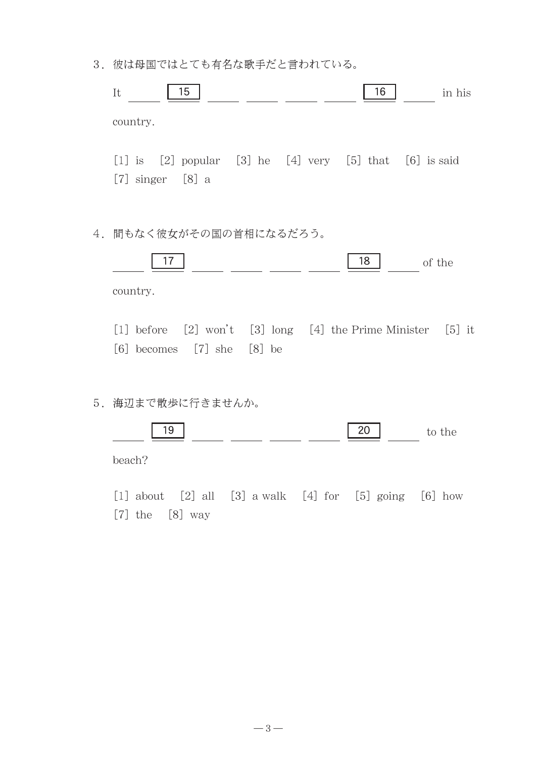3．彼は母国ではとても有名な歌手だと言われている。

It ＿＿ [ 15 ] ＿＿ ＿＿ ＿＿ ＿＿ [ 16 ] ＿＿ in his country.

[1] is　[2] popular　[3] he　[4] very　[5] that　[6] is said
[7] singer　[8] a

4．間もなく彼女がその国の首相になるだろう。

＿＿ [ 17 ] ＿＿ ＿＿ ＿＿ ＿＿ [ 18 ] ＿＿ of the country.

[1] before　[2] won't　[3] long　[4] the Prime Minister　[5] it
[6] becomes　[7] she　[8] be

5．海辺まで散歩に行きませんか。

＿＿ [ 19 ] ＿＿ ＿＿ ＿＿ ＿＿ [ 20 ] ＿＿ to the beach?

[1] about　[2] all　[3] a walk　[4] for　[5] going　[6] how
[7] the　[8] way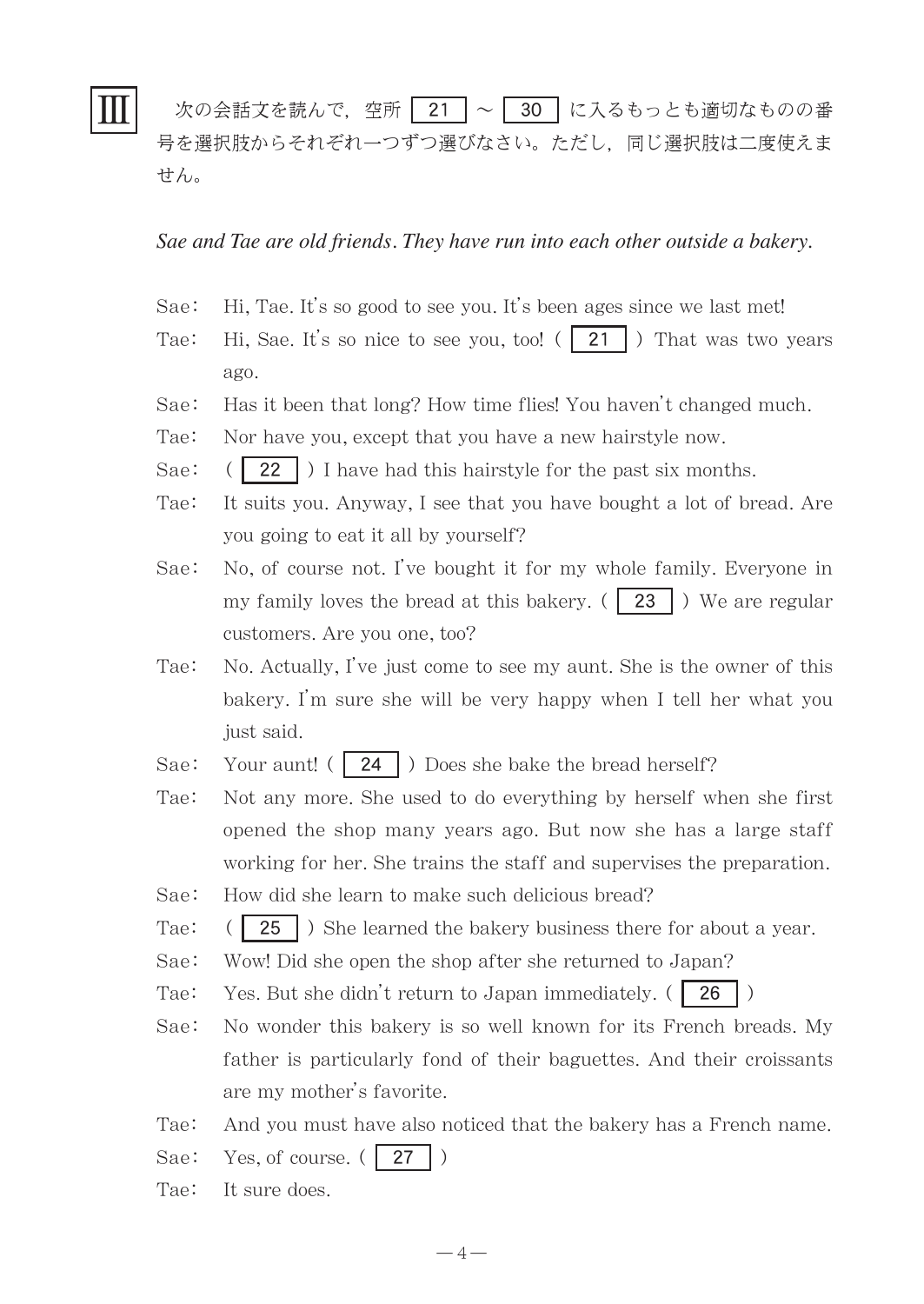## III

次の会話文を読んで，空所 21 ～ 30 に入るもっとも適切なものの番号を選択肢からそれぞれ一つずつ選びなさい。ただし，同じ選択肢は二度使えません。

*Sae and Tae are old friends. They have run into each other outside a bakery.*

Sae: Hi, Tae. It's so good to see you. It's been ages since we last met!

Tae: Hi, Sae. It's so nice to see you, too! ( 21 ) That was two years ago.

Sae: Has it been that long? How time flies! You haven't changed much.

Tae: Nor have you, except that you have a new hairstyle now.

Sae: ( 22 ) I have had this hairstyle for the past six months.

Tae: It suits you. Anyway, I see that you have bought a lot of bread. Are you going to eat it all by yourself?

Sae: No, of course not. I've bought it for my whole family. Everyone in my family loves the bread at this bakery. ( 23 ) We are regular customers. Are you one, too?

Tae: No. Actually, I've just come to see my aunt. She is the owner of this bakery. I'm sure she will be very happy when I tell her what you just said.

Sae: Your aunt! ( 24 ) Does she bake the bread herself?

Tae: Not any more. She used to do everything by herself when she first opened the shop many years ago. But now she has a large staff working for her. She trains the staff and supervises the preparation.

Sae: How did she learn to make such delicious bread?

Tae: ( 25 ) She learned the bakery business there for about a year.

Sae: Wow! Did she open the shop after she returned to Japan?

Tae: Yes. But she didn't return to Japan immediately. ( 26 )

Sae: No wonder this bakery is so well known for its French breads. My father is particularly fond of their baguettes. And their croissants are my mother's favorite.

Tae: And you must have also noticed that the bakery has a French name.

Sae: Yes, of course. ( 27 )

Tae: It sure does.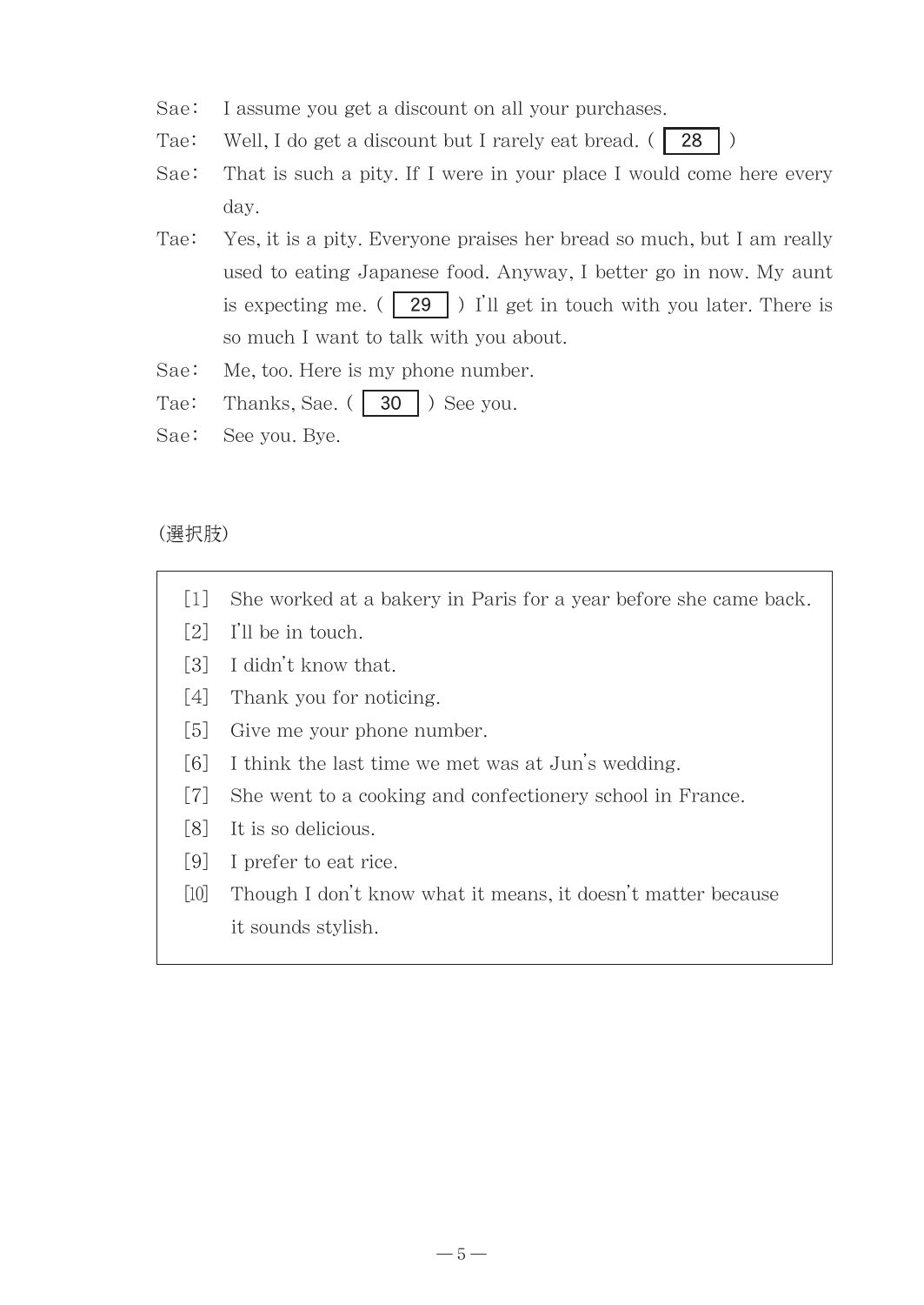Sae： I assume you get a discount on all your purchases.

Tae： Well, I do get a discount but I rarely eat bread. ( 28 )

Sae： That is such a pity. If I were in your place I would come here every day.

Tae： Yes, it is a pity. Everyone praises her bread so much, but I am really used to eating Japanese food. Anyway, I better go in now. My aunt is expecting me. ( 29 ) I'll get in touch with you later. There is so much I want to talk with you about.

Sae： Me, too. Here is my phone number.

Tae： Thanks, Sae. ( 30 ) See you.

Sae： See you. Bye.

(選択肢)

- [1] She worked at a bakery in Paris for a year before she came back.
- [2] I'll be in touch.
- [3] I didn't know that.
- [4] Thank you for noticing.
- [5] Give me your phone number.
- [6] I think the last time we met was at Jun's wedding.
- [7] She went to a cooking and confectionery school in France.
- [8] It is so delicious.
- [9] I prefer to eat rice.
- [10] Though I don't know what it means, it doesn't matter because it sounds stylish.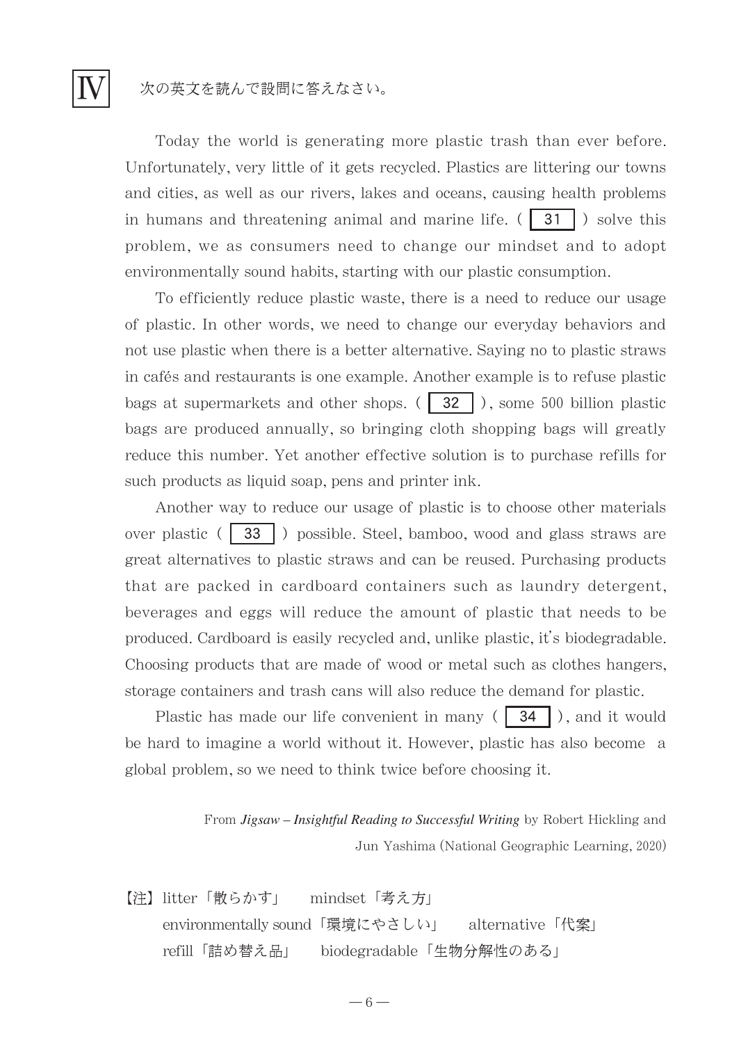## Ⅳ 次の英文を読んで設問に答えなさい。

Today the world is generating more plastic trash than ever before. Unfortunately, very little of it gets recycled. Plastics are littering our towns and cities, as well as our rivers, lakes and oceans, causing health problems in humans and threatening animal and marine life. ( 31 ) solve this problem, we as consumers need to change our mindset and to adopt environmentally sound habits, starting with our plastic consumption.

To efficiently reduce plastic waste, there is a need to reduce our usage of plastic. In other words, we need to change our everyday behaviors and not use plastic when there is a better alternative. Saying no to plastic straws in cafés and restaurants is one example. Another example is to refuse plastic bags at supermarkets and other shops. ( 32 ), some 500 billion plastic bags are produced annually, so bringing cloth shopping bags will greatly reduce this number. Yet another effective solution is to purchase refills for such products as liquid soap, pens and printer ink.

Another way to reduce our usage of plastic is to choose other materials over plastic ( 33 ) possible. Steel, bamboo, wood and glass straws are great alternatives to plastic straws and can be reused. Purchasing products that are packed in cardboard containers such as laundry detergent, beverages and eggs will reduce the amount of plastic that needs to be produced. Cardboard is easily recycled and, unlike plastic, it's biodegradable. Choosing products that are made of wood or metal such as clothes hangers, storage containers and trash cans will also reduce the demand for plastic.

Plastic has made our life convenient in many ( 34 ), and it would be hard to imagine a world without it. However, plastic has also become a global problem, so we need to think twice before choosing it.

From *Jigsaw – Insightful Reading to Successful Writing* by Robert Hickling and Jun Yashima (National Geographic Learning, 2020)

【注】litter「散らかす」　mindset「考え方」
environmentally sound「環境にやさしい」　alternative「代案」
refill「詰め替え品」　biodegradable「生物分解性のある」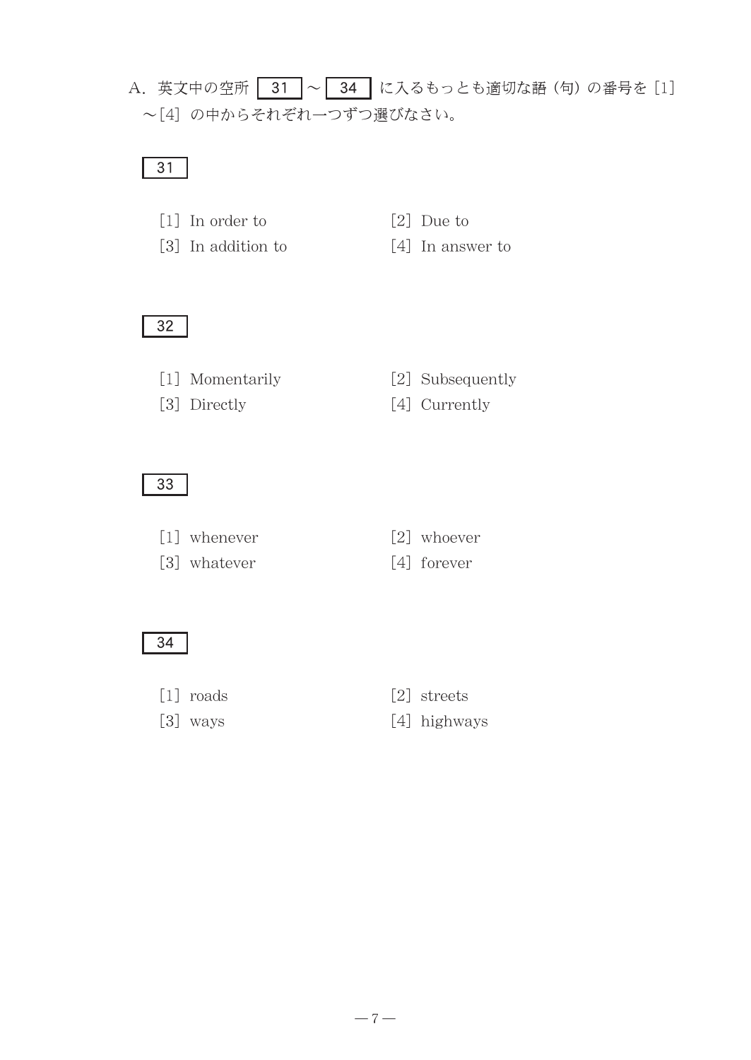A. 英文中の空所 31 ～ 34 に入るもっとも適切な語（句）の番号を［1］～［4］の中からそれぞれ一つずつ選びなさい。

31

［1］ In order to　　［2］ Due to
［3］ In addition to　　［4］ In answer to

32

［1］ Momentarily　　［2］ Subsequently
［3］ Directly　　［4］ Currently

33

［1］ whenever　　［2］ whoever
［3］ whatever　　［4］ forever

34

［1］ roads　　［2］ streets
［3］ ways　　［4］ highways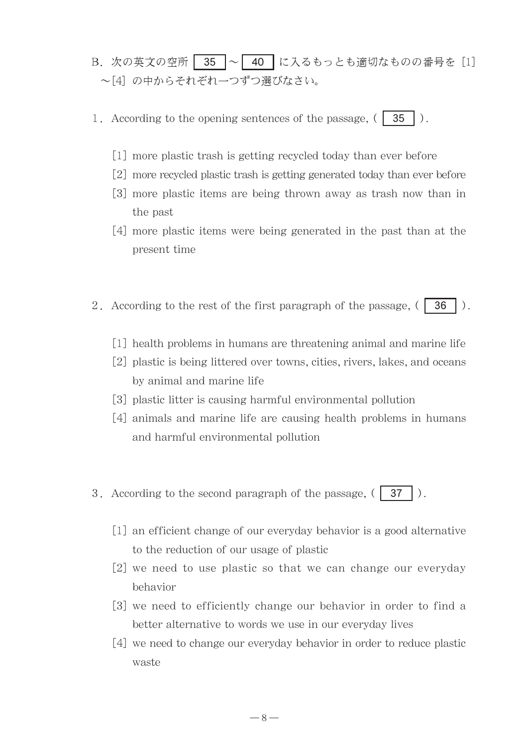B．次の英文の空所 35 ～ 40 に入るもっとも適切なものの番号を［1］～［4］の中からそれぞれ一つずつ選びなさい。

1．According to the opening sentences of the passage, ( 35 ).

[1] more plastic trash is getting recycled today than ever before
[2] more recycled plastic trash is getting generated today than ever before
[3] more plastic items are being thrown away as trash now than in the past
[4] more plastic items were being generated in the past than at the present time

2．According to the rest of the first paragraph of the passage, ( 36 ).

[1] health problems in humans are threatening animal and marine life
[2] plastic is being littered over towns, cities, rivers, lakes, and oceans by animal and marine life
[3] plastic litter is causing harmful environmental pollution
[4] animals and marine life are causing health problems in humans and harmful environmental pollution

3．According to the second paragraph of the passage, ( 37 ).

[1] an efficient change of our everyday behavior is a good alternative to the reduction of our usage of plastic
[2] we need to use plastic so that we can change our everyday behavior
[3] we need to efficiently change our behavior in order to find a better alternative to words we use in our everyday lives
[4] we need to change our everyday behavior in order to reduce plastic waste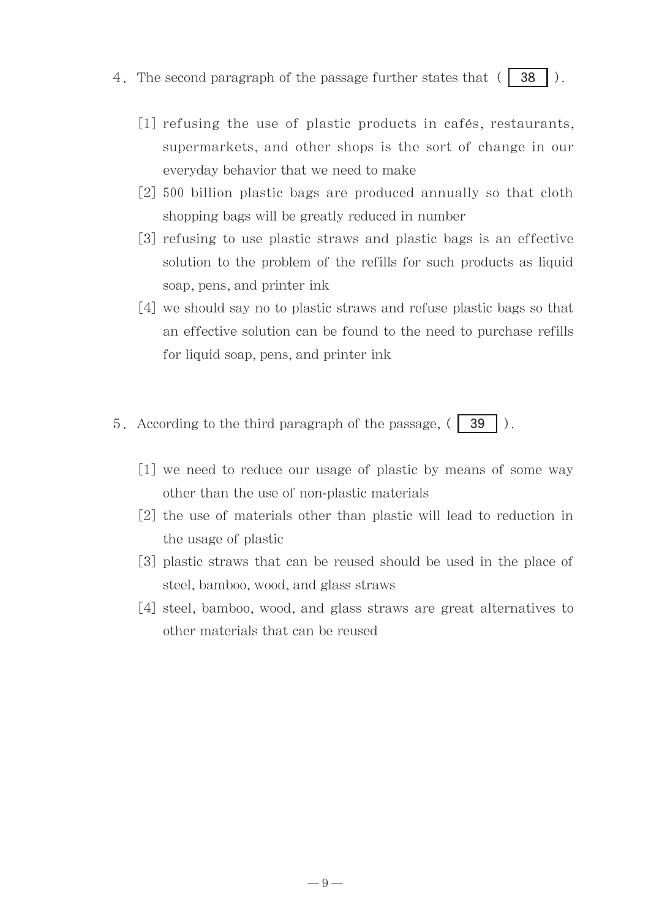4. The second paragraph of the passage further states that ( 38 ).

[1] refusing the use of plastic products in cafés, restaurants, supermarkets, and other shops is the sort of change in our everyday behavior that we need to make

[2] 500 billion plastic bags are produced annually so that cloth shopping bags will be greatly reduced in number

[3] refusing to use plastic straws and plastic bags is an effective solution to the problem of the refills for such products as liquid soap, pens, and printer ink

[4] we should say no to plastic straws and refuse plastic bags so that an effective solution can be found to the need to purchase refills for liquid soap, pens, and printer ink

5. According to the third paragraph of the passage, ( 39 ).

[1] we need to reduce our usage of plastic by means of some way other than the use of non-plastic materials

[2] the use of materials other than plastic will lead to reduction in the usage of plastic

[3] plastic straws that can be reused should be used in the place of steel, bamboo, wood, and glass straws

[4] steel, bamboo, wood, and glass straws are great alternatives to other materials that can be reused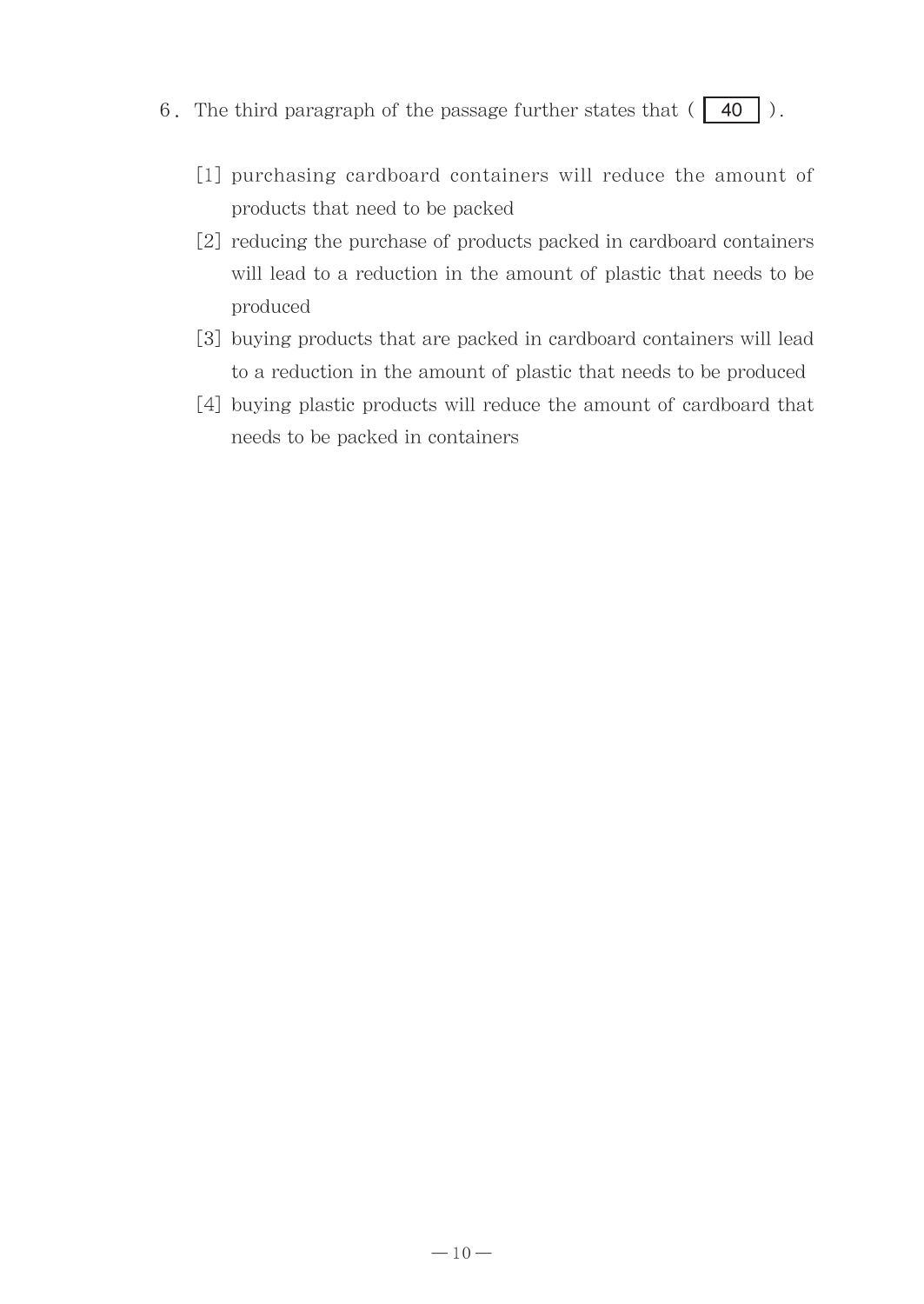6. The third paragraph of the passage further states that ( 40 ).

[1] purchasing cardboard containers will reduce the amount of products that need to be packed

[2] reducing the purchase of products packed in cardboard containers will lead to a reduction in the amount of plastic that needs to be produced

[3] buying products that are packed in cardboard containers will lead to a reduction in the amount of plastic that needs to be produced

[4] buying plastic products will reduce the amount of cardboard that needs to be packed in containers